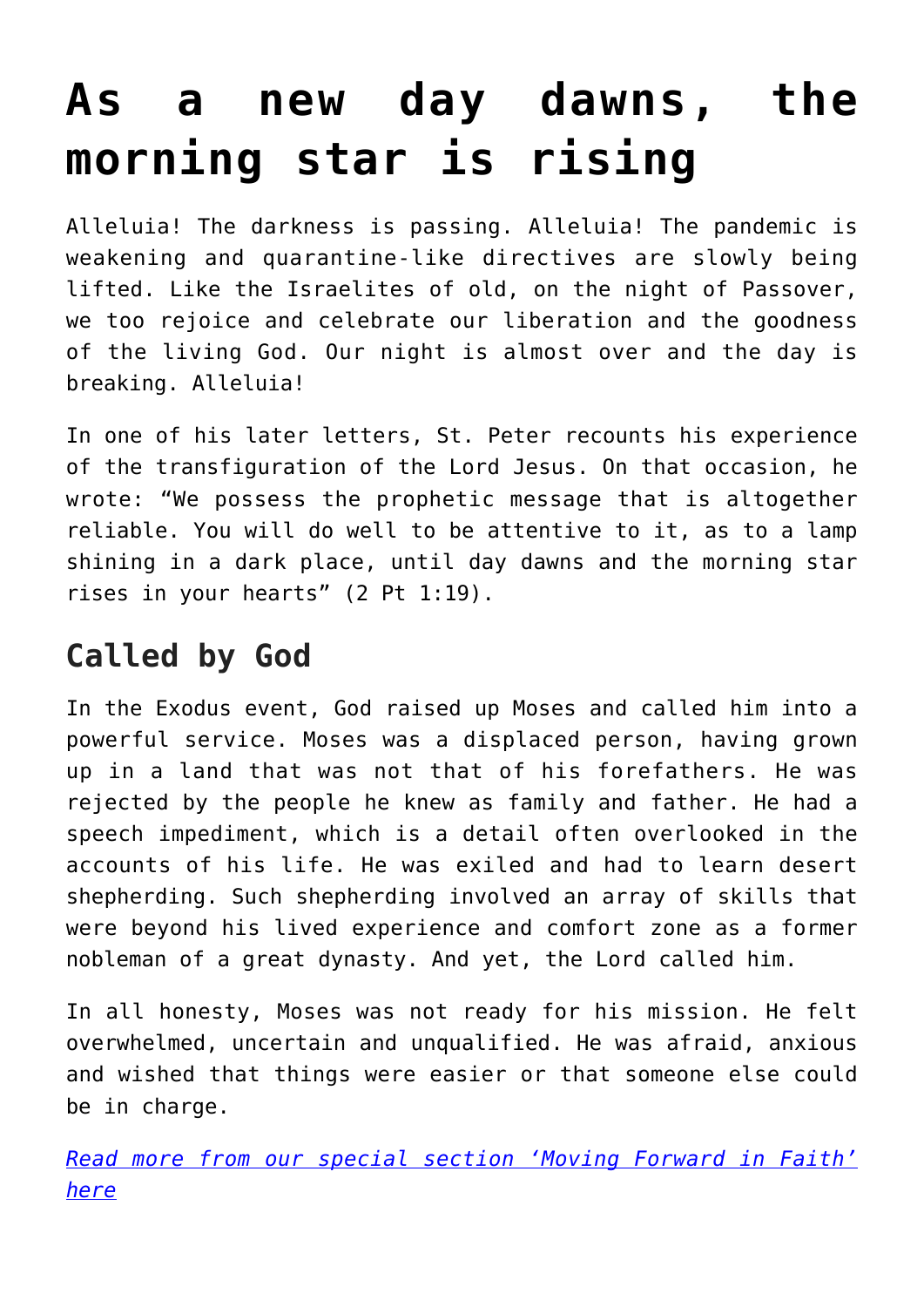# As a new day dawns, the morning star is rising

Alleluia! The darkness is passing. Alleluia! The pandemic is weakening and quarantine-like directives are slowly being lifted. Like the Israelites of old, on the night of Passover, we too rejoice and celebrate our liberation and the goodness of the living God. Our night is almost over and the day is breaking. Alleluia!

In one of his later letters, St. Peter recounts his experience of the transfiguration of the Lord Jesus. On that occasion, he wrote: "We possess the prophetic message that is altogether reliable. You will do well to be attentive to it, as to a lamp shining in a dark place, until day dawns and the morning star rises in your hearts" (2 Pt 1:19).

## Called by God

In the Exodus event, God raised up Moses and called him into a powerful service. Moses was a displaced person, having grown up in a land that was not that of his forefathers. He was rejected by the people he knew as family and father. He had a speech impediment, which is a detail often overlooked in the accounts of his life. He was exiled and had to learn desert shepherding. Such shepherding involved an array of skills that were beyond his lived experience and comfort zone as a former nobleman of a great dynasty. And yet, the Lord called him.

In all honesty, Moses was not ready for his mission. He felt overwhelmed, uncertain and unqualified. He was afraid, anxious and wished that things were easier or that someone else could be in charge.

*Read more from our special section 'Moving Forward in Faith' here*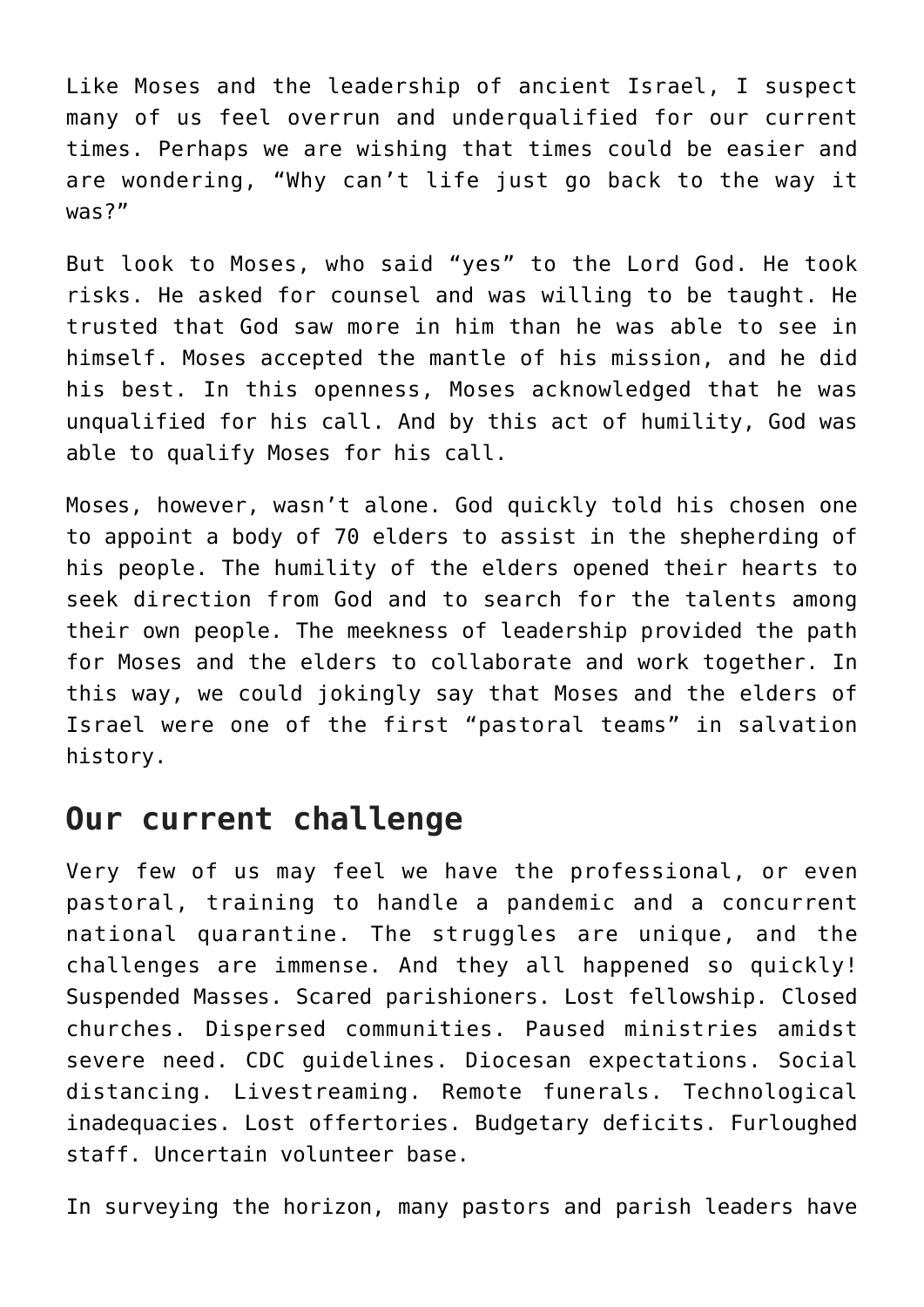Like Moses and the leadership of ancient Israel, I suspect many of us feel overrun and underqualified for our current times. Perhaps we are wishing that times could be easier and are wondering, "Why can't life just go back to the way it was?"

But look to Moses, who said "yes" to the Lord God. He took risks. He asked for counsel and was willing to be taught. He trusted that God saw more in him than he was able to see in himself. Moses accepted the mantle of his mission, and he did his best. In this openness, Moses acknowledged that he was unqualified for his call. And by this act of humility, God was able to qualify Moses for his call.

Moses, however, wasn't alone. God quickly told his chosen one to appoint a body of 70 elders to assist in the shepherding of his people. The humility of the elders opened their hearts to seek direction from God and to search for the talents among their own people. The meekness of leadership provided the path for Moses and the elders to collaborate and work together. In this way, we could jokingly say that Moses and the elders of Israel were one of the first "pastoral teams" in salvation history.

## Our current challenge

Very few of us may feel we have the professional, or even pastoral, training to handle a pandemic and a concurrent national quarantine. The struggles are unique, and the challenges are immense. And they all happened so quickly! Suspended Masses. Scared parishioners. Lost fellowship. Closed churches. Dispersed communities. Paused ministries amidst severe need. CDC guidelines. Diocesan expectations. Social distancing. Livestreaming. Remote funerals. Technological inadequacies. Lost offertories. Budgetary deficits. Furloughed staff. Uncertain volunteer base.

In surveying the horizon, many pastors and parish leaders have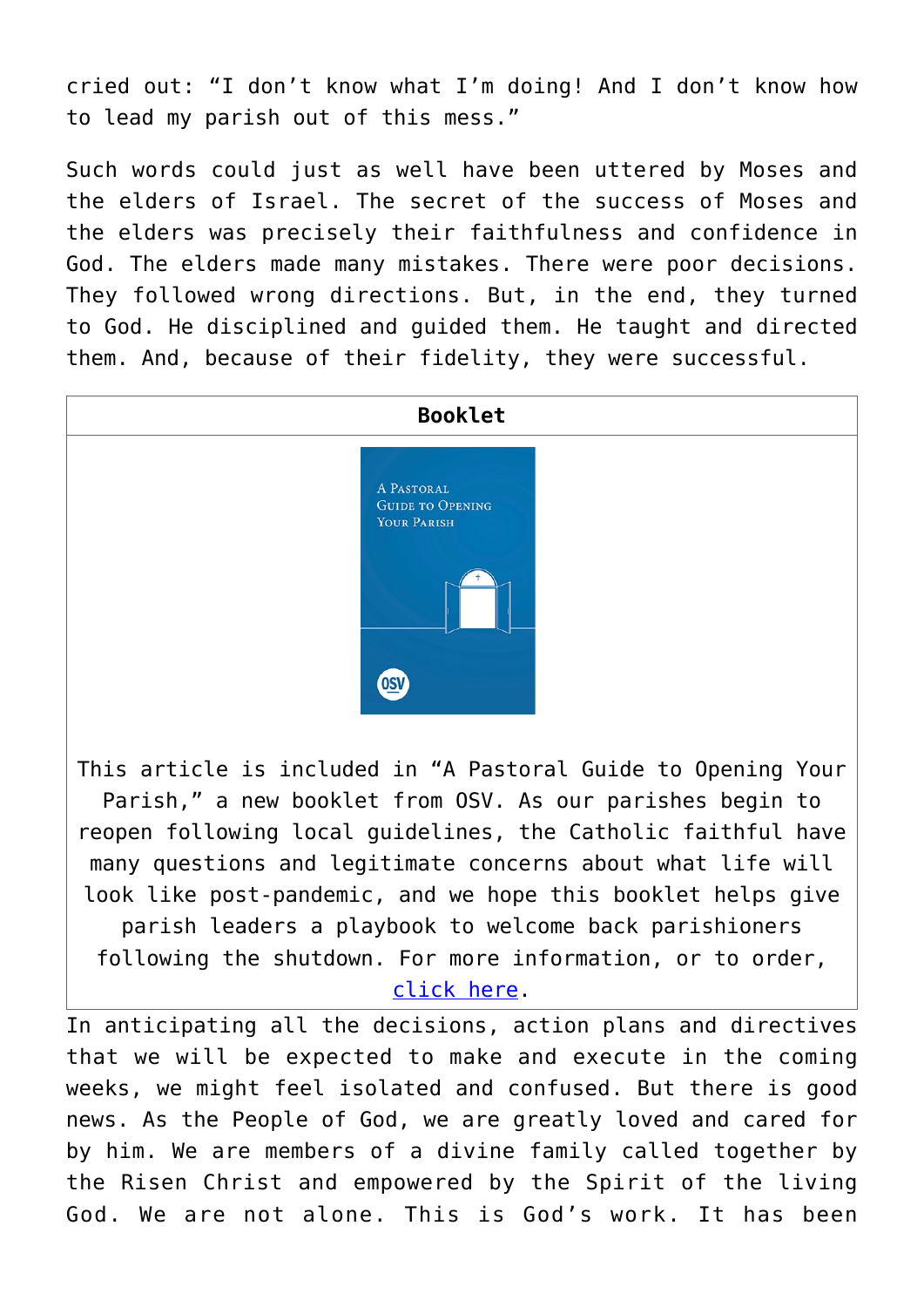cried out: "I don't know what I'm doing! And I don't know how to lead my parish out of this mess."

Such words could just as well have been uttered by Moses and the elders of Israel. The secret of the success of Moses and the elders was precisely their faithfulness and confidence in God. The elders made many mistakes. There were poor decisions. They followed wrong directions. But, in the end, they turned to God. He disciplined and guided them. He taught and directed them. And, because of their fidelity, they were successful.

| **Booklet** |
| --- |
| This article is included in "A Pastoral Guide to Opening Your Parish," a new booklet from OSV. As our parishes begin to reopen following local guidelines, the Catholic faithful have many questions and legitimate concerns about what life will look like post-pandemic, and we hope this booklet helps give parish leaders a playbook to welcome back parishioners following the shutdown. For more information, or to order, click here. |

In anticipating all the decisions, action plans and directives that we will be expected to make and execute in the coming weeks, we might feel isolated and confused. But there is good news. As the People of God, we are greatly loved and cared for by him. We are members of a divine family called together by the Risen Christ and empowered by the Spirit of the living God. We are not alone. This is God's work. It has been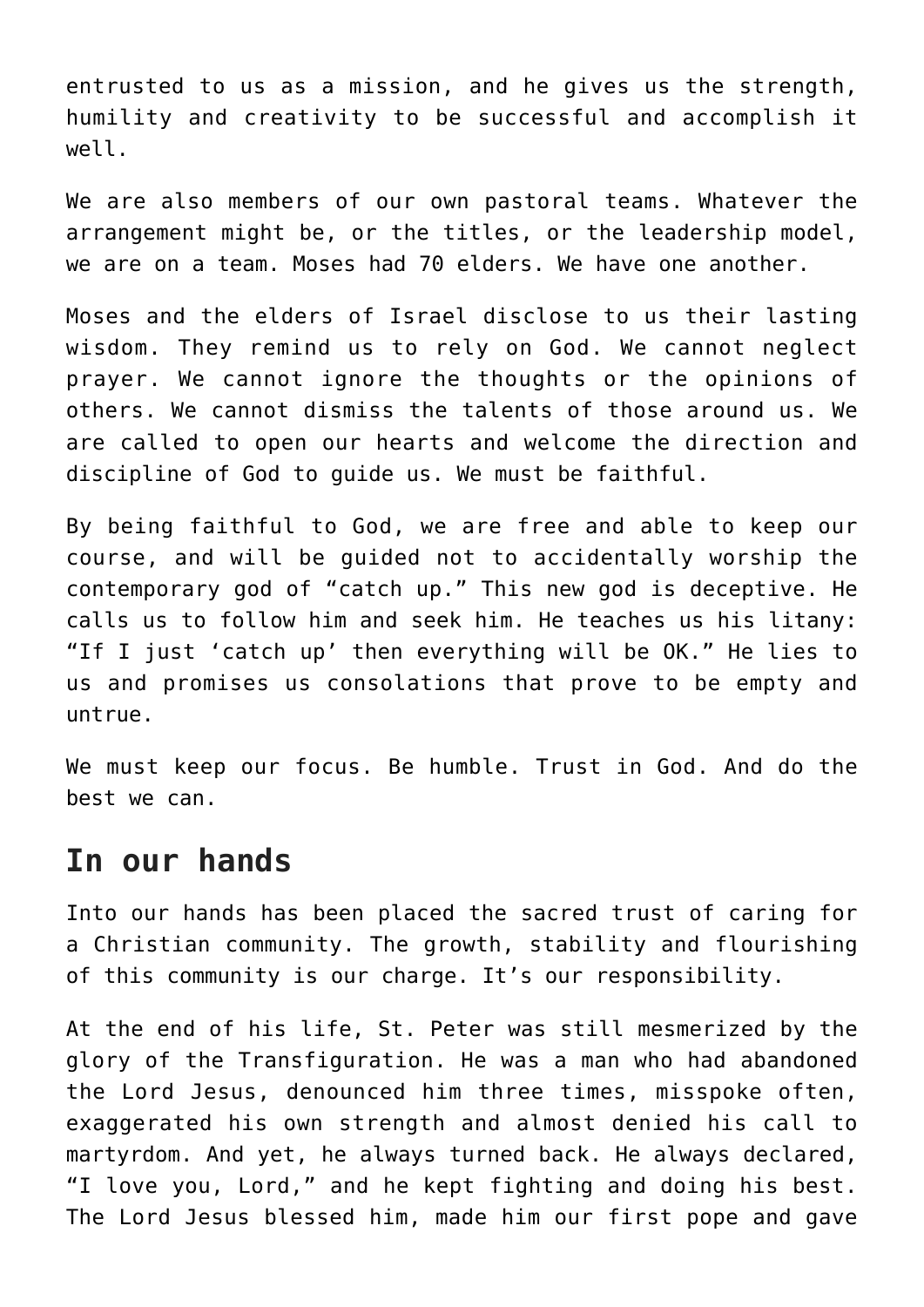entrusted to us as a mission, and he gives us the strength, humility and creativity to be successful and accomplish it well.

We are also members of our own pastoral teams. Whatever the arrangement might be, or the titles, or the leadership model, we are on a team. Moses had 70 elders. We have one another.

Moses and the elders of Israel disclose to us their lasting wisdom. They remind us to rely on God. We cannot neglect prayer. We cannot ignore the thoughts or the opinions of others. We cannot dismiss the talents of those around us. We are called to open our hearts and welcome the direction and discipline of God to guide us. We must be faithful.

By being faithful to God, we are free and able to keep our course, and will be guided not to accidentally worship the contemporary god of "catch up." This new god is deceptive. He calls us to follow him and seek him. He teaches us his litany: "If I just 'catch up' then everything will be OK." He lies to us and promises us consolations that prove to be empty and untrue.

We must keep our focus. Be humble. Trust in God. And do the best we can.

## In our hands

Into our hands has been placed the sacred trust of caring for a Christian community. The growth, stability and flourishing of this community is our charge. It's our responsibility.

At the end of his life, St. Peter was still mesmerized by the glory of the Transfiguration. He was a man who had abandoned the Lord Jesus, denounced him three times, misspoke often, exaggerated his own strength and almost denied his call to martyrdom. And yet, he always turned back. He always declared, "I love you, Lord," and he kept fighting and doing his best. The Lord Jesus blessed him, made him our first pope and gave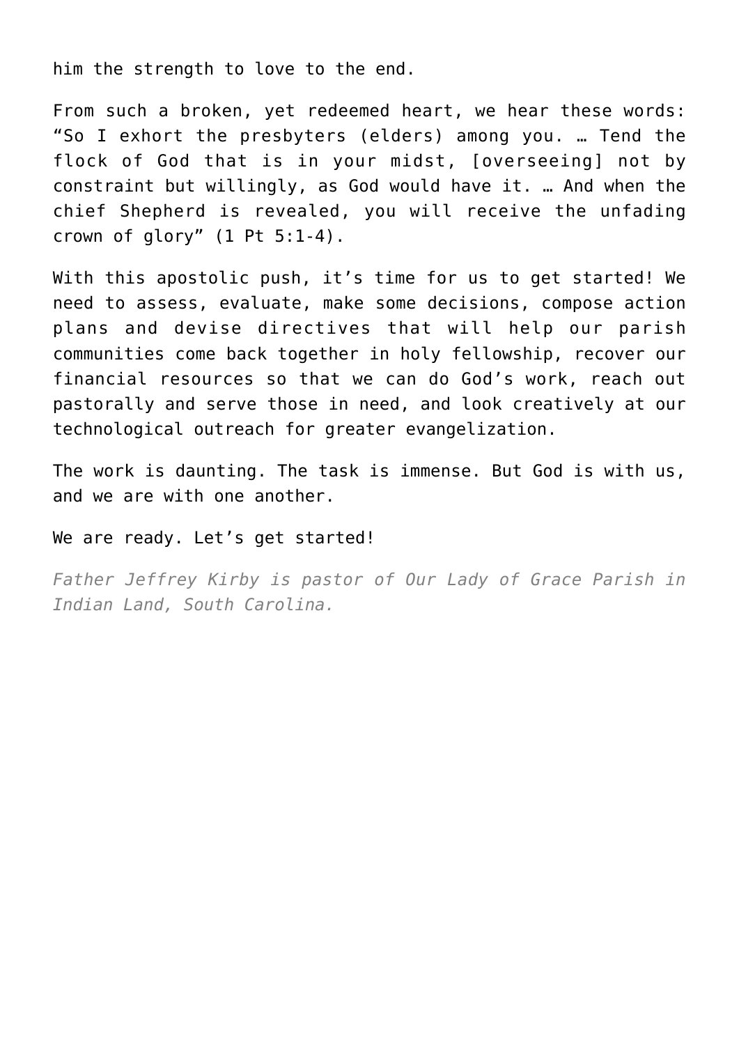him the strength to love to the end.

From such a broken, yet redeemed heart, we hear these words: “So I exhort the presbyters (elders) among you. … Tend the flock of God that is in your midst, [overseeing] not by constraint but willingly, as God would have it. … And when the chief Shepherd is revealed, you will receive the unfading crown of glory” (1 Pt 5:1-4).

With this apostolic push, it’s time for us to get started! We need to assess, evaluate, make some decisions, compose action plans and devise directives that will help our parish communities come back together in holy fellowship, recover our financial resources so that we can do God’s work, reach out pastorally and serve those in need, and look creatively at our technological outreach for greater evangelization.

The work is daunting. The task is immense. But God is with us, and we are with one another.

We are ready. Let’s get started!

*Father Jeffrey Kirby is pastor of Our Lady of Grace Parish in Indian Land, South Carolina.*